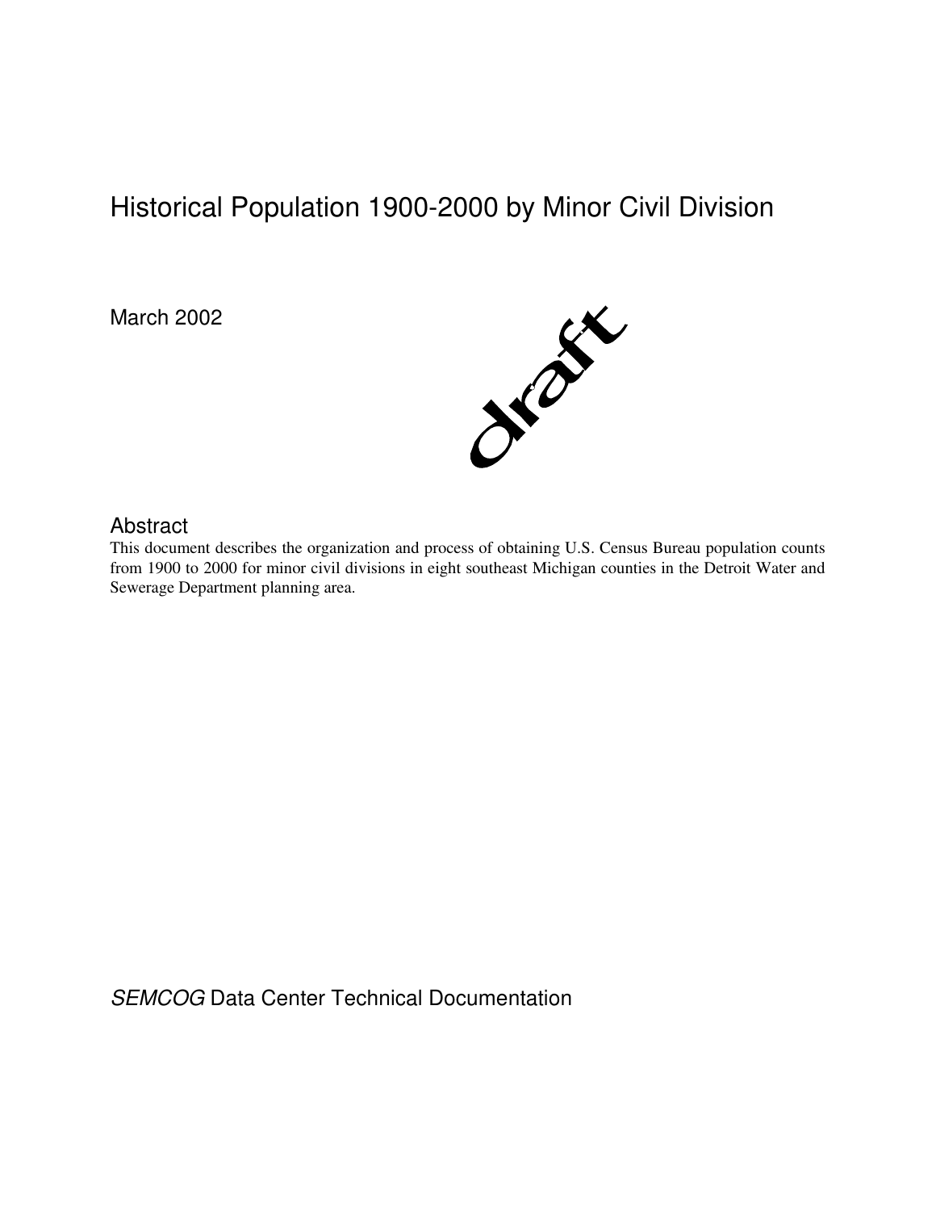# Historical Population 1900-2000 by Minor Civil Division

March 2002

draft

## Abstract

This document describes the organization and process of obtaining U.S. Census Bureau population counts from 1900 to 2000 for minor civil divisions in eight southeast Michigan counties in the Detroit Water and Sewerage Department planning area.

*SEMCOG* Data Center Technical Documentation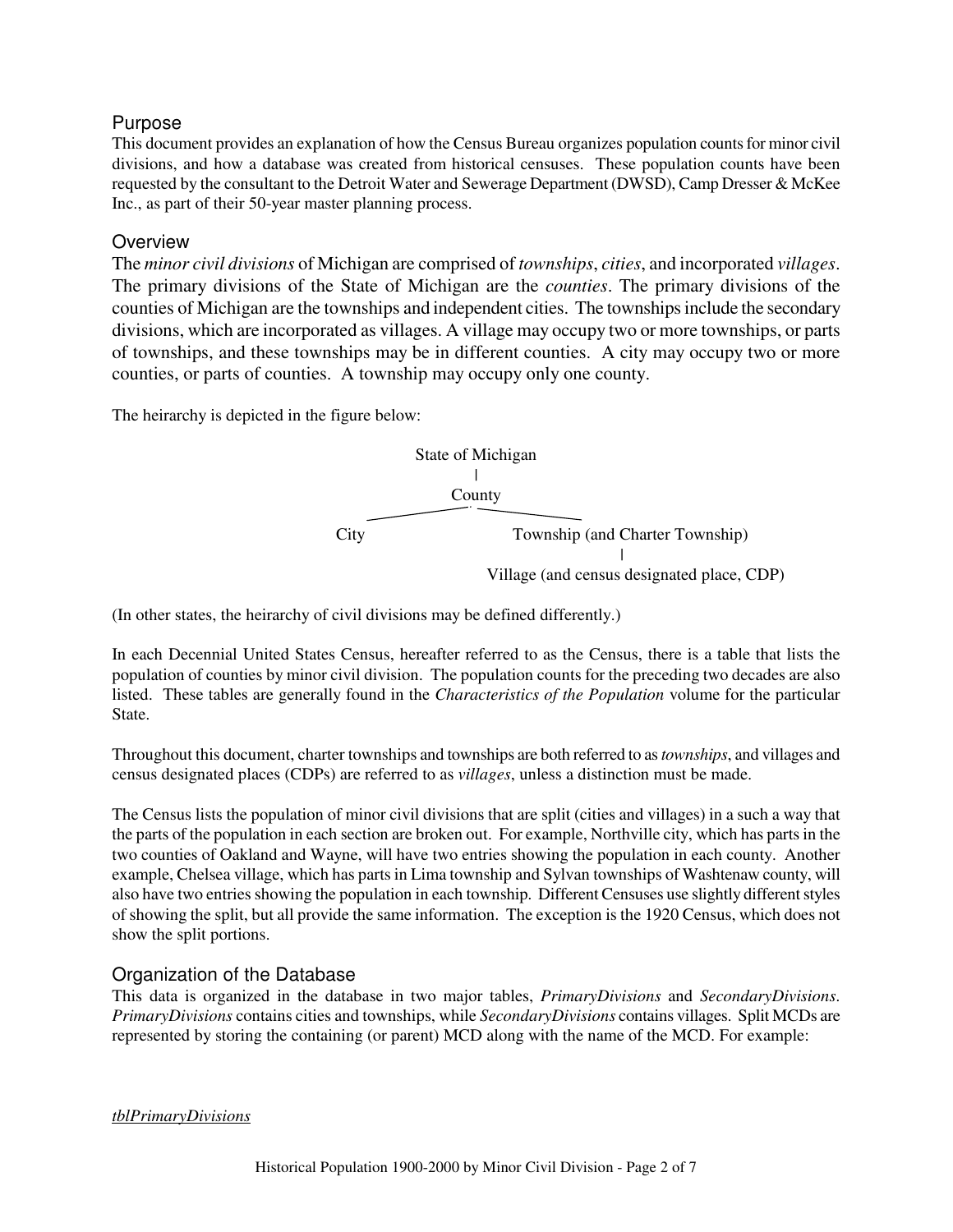## Purpose

This document provides an explanation of how the Census Bureau organizes population counts for minor civil divisions, and how a database was created from historical censuses. These population counts have been requested by the consultant to the Detroit Water and Sewerage Department (DWSD), Camp Dresser & McKee Inc., as part of their 50-year master planning process.

## Overview

The *minor civil divisions* of Michigan are comprised of *townships*, *cities*, and incorporated *villages*. The primary divisions of the State of Michigan are the *counties*. The primary divisions of the counties of Michigan are the townships and independent cities. The townships include the secondary divisions, which are incorporated as villages. A village may occupy two or more townships, or parts of townships, and these townships may be in different counties. A city may occupy two or more counties, or parts of counties. A township may occupy only one county.

The heirarchy is depicted in the figure below:

```
                    State of Michigan
                           |
                         County
               ___________/ \___________
           City                Township (and Charter Township)
                                            |
                         Village (and census designated place, CDP)
```

(In other states, the heirarchy of civil divisions may be defined differently.)

In each Decennial United States Census, hereafter referred to as the Census, there is a table that lists the population of counties by minor civil division. The population counts for the preceding two decades are also listed. These tables are generally found in the *Characteristics of the Population* volume for the particular State.

Throughout this document, charter townships and townships are both referred to as *townships*, and villages and census designated places (CDPs) are referred to as *villages*, unless a distinction must be made.

The Census lists the population of minor civil divisions that are split (cities and villages) in a such a way that the parts of the population in each section are broken out. For example, Northville city, which has parts in the two counties of Oakland and Wayne, will have two entries showing the population in each county. Another example, Chelsea village, which has parts in Lima township and Sylvan townships of Washtenaw county, will also have two entries showing the population in each township. Different Censuses use slightly different styles of showing the split, but all provide the same information. The exception is the 1920 Census, which does not show the split portions.

## Organization of the Database

This data is organized in the database in two major tables, *PrimaryDivisions* and *SecondaryDivisions*. *PrimaryDivisions* contains cities and townships, while *SecondaryDivisions* contains villages. Split MCDs are represented by storing the containing (or parent) MCD along with the name of the MCD. For example:

*tblPrimaryDivisions*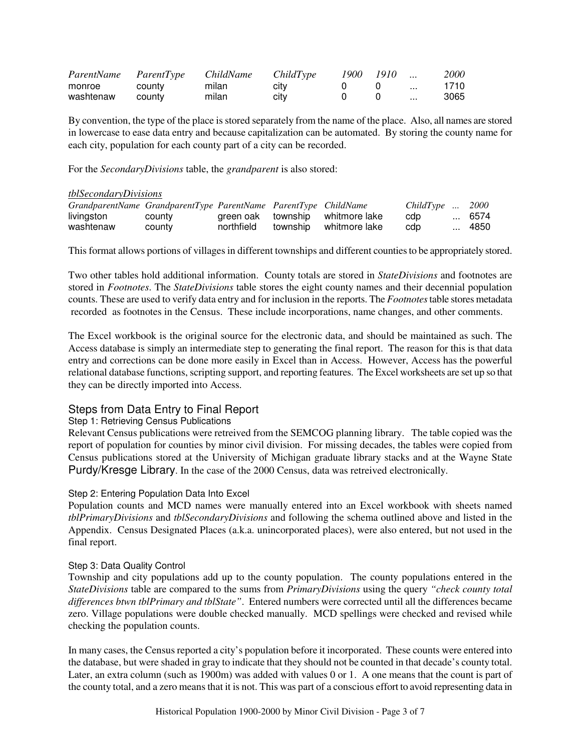| *ParentName* | *ParentType* | *ChildName* | *ChildType* | *1900* | *1910* | *...* | *2000* |
|---|---|---|---|---|---|---|---|
| monroe | county | milan | city | 0 | 0 | ... | 1710 |
| washtenaw | county | milan | city | 0 | 0 | ... | 3065 |

By convention, the type of the place is stored separately from the name of the place. Also, all names are stored in lowercase to ease data entry and because capitalization can be automated. By storing the county name for each city, population for each county part of a city can be recorded.

For the *SecondaryDivisions* table, the *grandparent* is also stored:

*tblSecondaryDivisions*

| *GrandparentName* | *GrandparentType* | *ParentName* | *ParentType* | *ChildName* | *ChildType* | *...* | *2000* |
|---|---|---|---|---|---|---|---|
| livingston | county | green oak | township | whitmore lake | cdp | ... | 6574 |
| washtenaw | county | northfield | township | whitmore lake | cdp | ... | 4850 |

This format allows portions of villages in different townships and different counties to be appropriately stored.

Two other tables hold additional information. County totals are stored in *StateDivisions* and footnotes are stored in *Footnotes*. The *StateDivisions* table stores the eight county names and their decennial population counts. These are used to verify data entry and for inclusion in the reports. The *Footnotes* table stores metadata recorded as footnotes in the Census. These include incorporations, name changes, and other comments.

The Excel workbook is the original source for the electronic data, and should be maintained as such. The Access database is simply an intermediate step to generating the final report. The reason for this is that data entry and corrections can be done more easily in Excel than in Access. However, Access has the powerful relational database functions, scripting support, and reporting features. The Excel worksheets are set up so that they can be directly imported into Access.

## Steps from Data Entry to Final Report

### Step 1: Retrieving Census Publications

Relevant Census publications were retreived from the SEMCOG planning library. The table copied was the report of population for counties by minor civil division. For missing decades, the tables were copied from Census publications stored at the University of Michigan graduate library stacks and at the Wayne State Purdy/Kresge Library. In the case of the 2000 Census, data was retreived electronically.

### Step 2: Entering Population Data Into Excel

Population counts and MCD names were manually entered into an Excel workbook with sheets named *tblPrimaryDivisions* and *tblSecondaryDivisions* and following the schema outlined above and listed in the Appendix. Census Designated Places (a.k.a. unincorporated places), were also entered, but not used in the final report.

### Step 3: Data Quality Control

Township and city populations add up to the county population. The county populations entered in the *StateDivisions* table are compared to the sums from *PrimaryDivisions* using the query *"check county total differences btwn tblPrimary and tblState"*. Entered numbers were corrected until all the differences became zero. Village populations were double checked manually. MCD spellings were checked and revised while checking the population counts.

In many cases, the Census reported a city's population before it incorporated. These counts were entered into the database, but were shaded in gray to indicate that they should not be counted in that decade's county total. Later, an extra column (such as 1900m) was added with values 0 or 1. A one means that the count is part of the county total, and a zero means that it is not. This was part of a conscious effort to avoid representing data in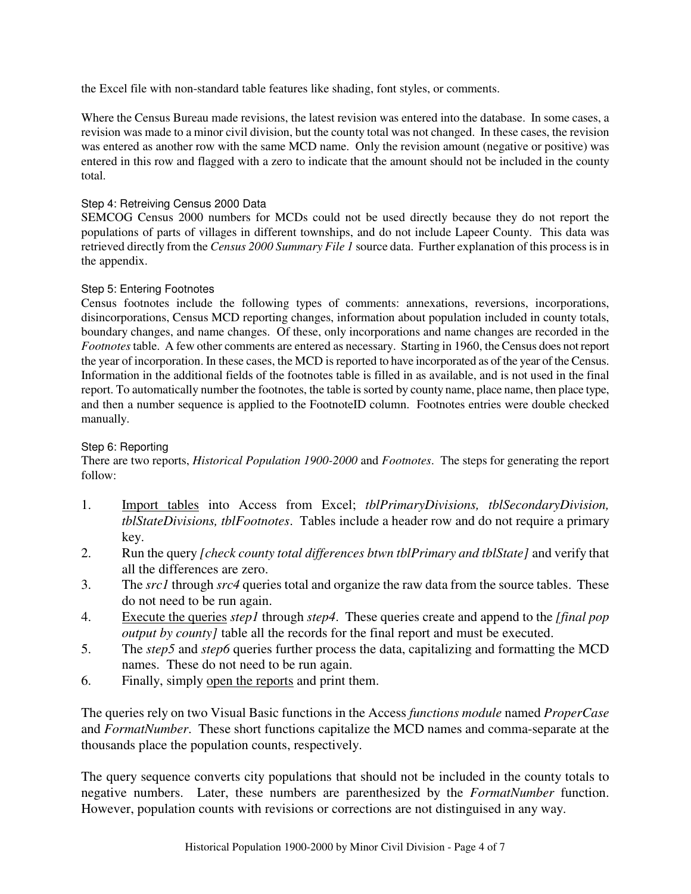the Excel file with non-standard table features like shading, font styles, or comments.

Where the Census Bureau made revisions, the latest revision was entered into the database. In some cases, a revision was made to a minor civil division, but the county total was not changed. In these cases, the revision was entered as another row with the same MCD name. Only the revision amount (negative or positive) was entered in this row and flagged with a zero to indicate that the amount should not be included in the county total.

### Step 4: Retreiving Census 2000 Data

SEMCOG Census 2000 numbers for MCDs could not be used directly because they do not report the populations of parts of villages in different townships, and do not include Lapeer County. This data was retrieved directly from the *Census 2000 Summary File 1* source data. Further explanation of this process is in the appendix.

### Step 5: Entering Footnotes

Census footnotes include the following types of comments: annexations, reversions, incorporations, disincorporations, Census MCD reporting changes, information about population included in county totals, boundary changes, and name changes. Of these, only incorporations and name changes are recorded in the *Footnotes* table. A few other comments are entered as necessary. Starting in 1960, the Census does not report the year of incorporation. In these cases, the MCD is reported to have incorporated as of the year of the Census. Information in the additional fields of the footnotes table is filled in as available, and is not used in the final report. To automatically number the footnotes, the table is sorted by county name, place name, then place type, and then a number sequence is applied to the FootnoteID column. Footnotes entries were double checked manually.

### Step 6: Reporting

There are two reports, *Historical Population 1900-2000* and *Footnotes*. The steps for generating the report follow:

1. Import tables into Access from Excel; *tblPrimaryDivisions, tblSecondaryDivision, tblStateDivisions, tblFootnotes*. Tables include a header row and do not require a primary key.
2. Run the query *[check county total differences btwn tblPrimary and tblState]* and verify that all the differences are zero.
3. The *src1* through *src4* queries total and organize the raw data from the source tables. These do not need to be run again.
4. Execute the queries *step1* through *step4*. These queries create and append to the *[final pop output by county]* table all the records for the final report and must be executed.
5. The *step5* and *step6* queries further process the data, capitalizing and formatting the MCD names. These do not need to be run again.
6. Finally, simply open the reports and print them.

The queries rely on two Visual Basic functions in the Access *functions module* named *ProperCase* and *FormatNumber*. These short functions capitalize the MCD names and comma-separate at the thousands place the population counts, respectively.

The query sequence converts city populations that should not be included in the county totals to negative numbers. Later, these numbers are parenthesized by the *FormatNumber* function. However, population counts with revisions or corrections are not distinguised in any way.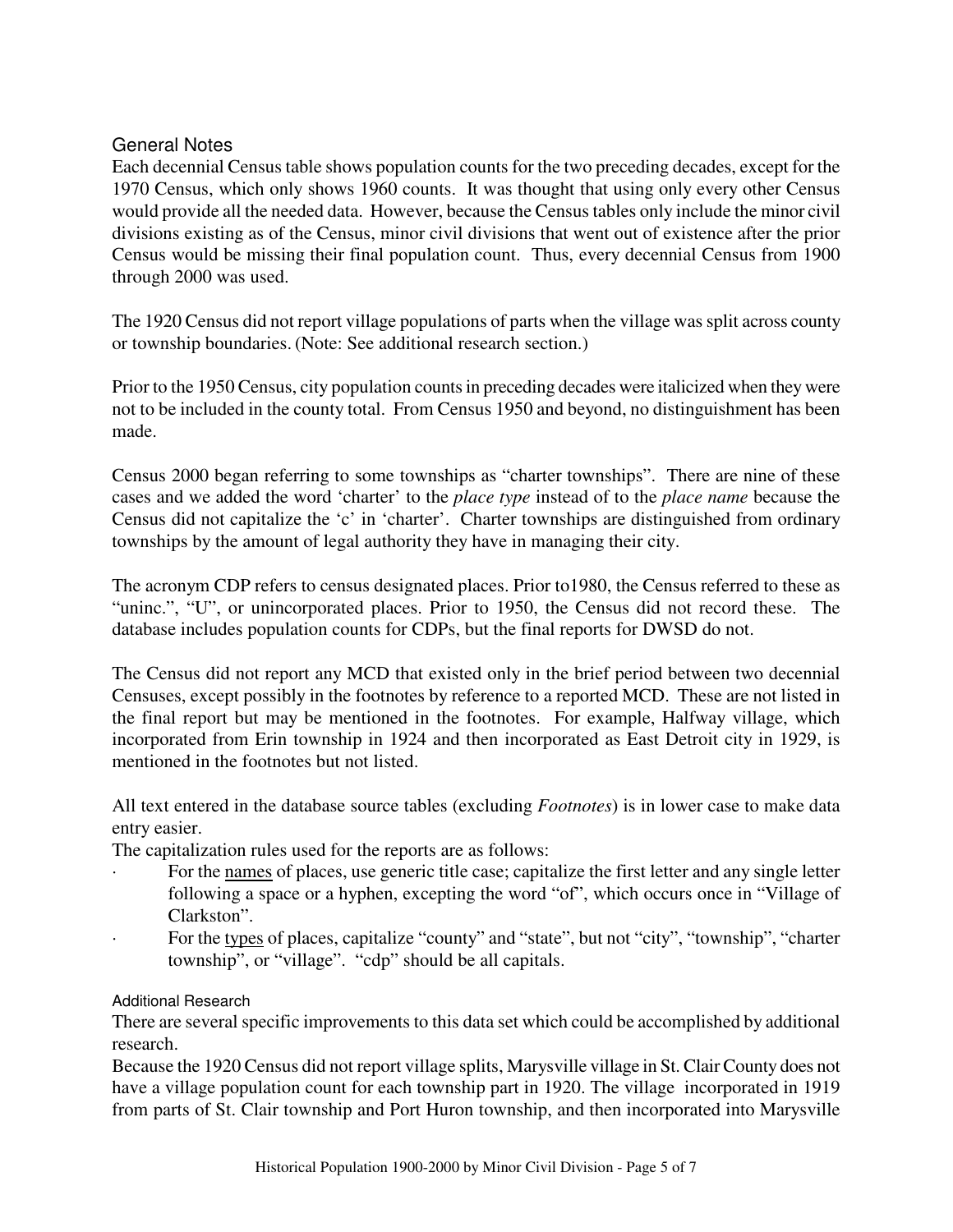## General Notes

Each decennial Census table shows population counts for the two preceding decades, except for the 1970 Census, which only shows 1960 counts. It was thought that using only every other Census would provide all the needed data. However, because the Census tables only include the minor civil divisions existing as of the Census, minor civil divisions that went out of existence after the prior Census would be missing their final population count. Thus, every decennial Census from 1900 through 2000 was used.

The 1920 Census did not report village populations of parts when the village was split across county or township boundaries. (Note: See additional research section.)

Prior to the 1950 Census, city population counts in preceding decades were italicized when they were not to be included in the county total. From Census 1950 and beyond, no distinguishment has been made.

Census 2000 began referring to some townships as "charter townships". There are nine of these cases and we added the word 'charter' to the *place type* instead of to the *place name* because the Census did not capitalize the 'c' in 'charter'. Charter townships are distinguished from ordinary townships by the amount of legal authority they have in managing their city.

The acronym CDP refers to census designated places. Prior to1980, the Census referred to these as "uninc.", "U", or unincorporated places. Prior to 1950, the Census did not record these. The database includes population counts for CDPs, but the final reports for DWSD do not.

The Census did not report any MCD that existed only in the brief period between two decennial Censuses, except possibly in the footnotes by reference to a reported MCD. These are not listed in the final report but may be mentioned in the footnotes. For example, Halfway village, which incorporated from Erin township in 1924 and then incorporated as East Detroit city in 1929, is mentioned in the footnotes but not listed.

All text entered in the database source tables (excluding *Footnotes*) is in lower case to make data entry easier.

The capitalization rules used for the reports are as follows:

- For the names of places, use generic title case; capitalize the first letter and any single letter following a space or a hyphen, excepting the word "of", which occurs once in "Village of Clarkston".
- For the types of places, capitalize "county" and "state", but not "city", "township", "charter township", or "village". "cdp" should be all capitals.

### Additional Research

There are several specific improvements to this data set which could be accomplished by additional research.

Because the 1920 Census did not report village splits, Marysville village in St. Clair County does not have a village population count for each township part in 1920. The village incorporated in 1919 from parts of St. Clair township and Port Huron township, and then incorporated into Marysville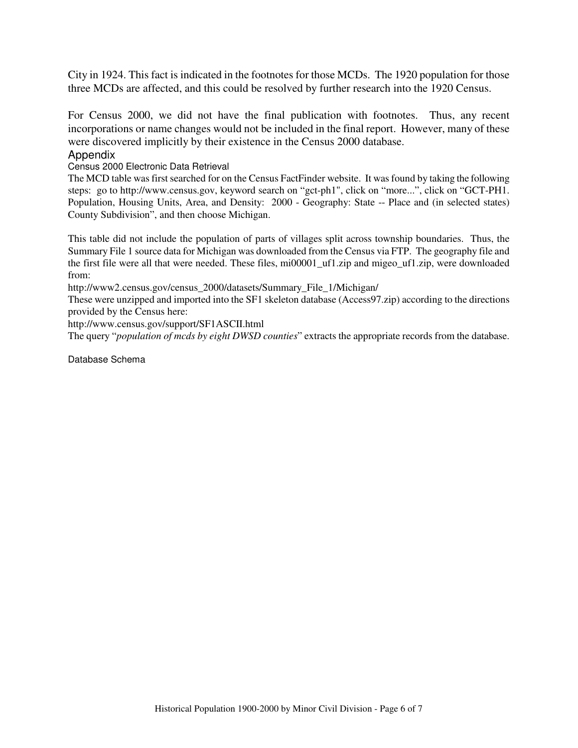City in 1924. This fact is indicated in the footnotes for those MCDs. The 1920 population for those three MCDs are affected, and this could be resolved by further research into the 1920 Census.

For Census 2000, we did not have the final publication with footnotes. Thus, any recent incorporations or name changes would not be included in the final report. However, many of these were discovered implicitly by their existence in the Census 2000 database.

# Appendix

## Census 2000 Electronic Data Retrieval

The MCD table was first searched for on the Census FactFinder website. It was found by taking the following steps: go to http://www.census.gov, keyword search on "gct-ph1", click on "more...", click on "GCT-PH1. Population, Housing Units, Area, and Density: 2000 - Geography: State -- Place and (in selected states) County Subdivision", and then choose Michigan.

This table did not include the population of parts of villages split across township boundaries. Thus, the Summary File 1 source data for Michigan was downloaded from the Census via FTP. The geography file and the first file were all that were needed. These files, mi00001_uf1.zip and migeo_uf1.zip, were downloaded from:

http://www2.census.gov/census_2000/datasets/Summary_File_1/Michigan/

These were unzipped and imported into the SF1 skeleton database (Access97.zip) according to the directions provided by the Census here:

http://www.census.gov/support/SF1ASCII.html

The query "*population of mcds by eight DWSD counties*" extracts the appropriate records from the database.

## Database Schema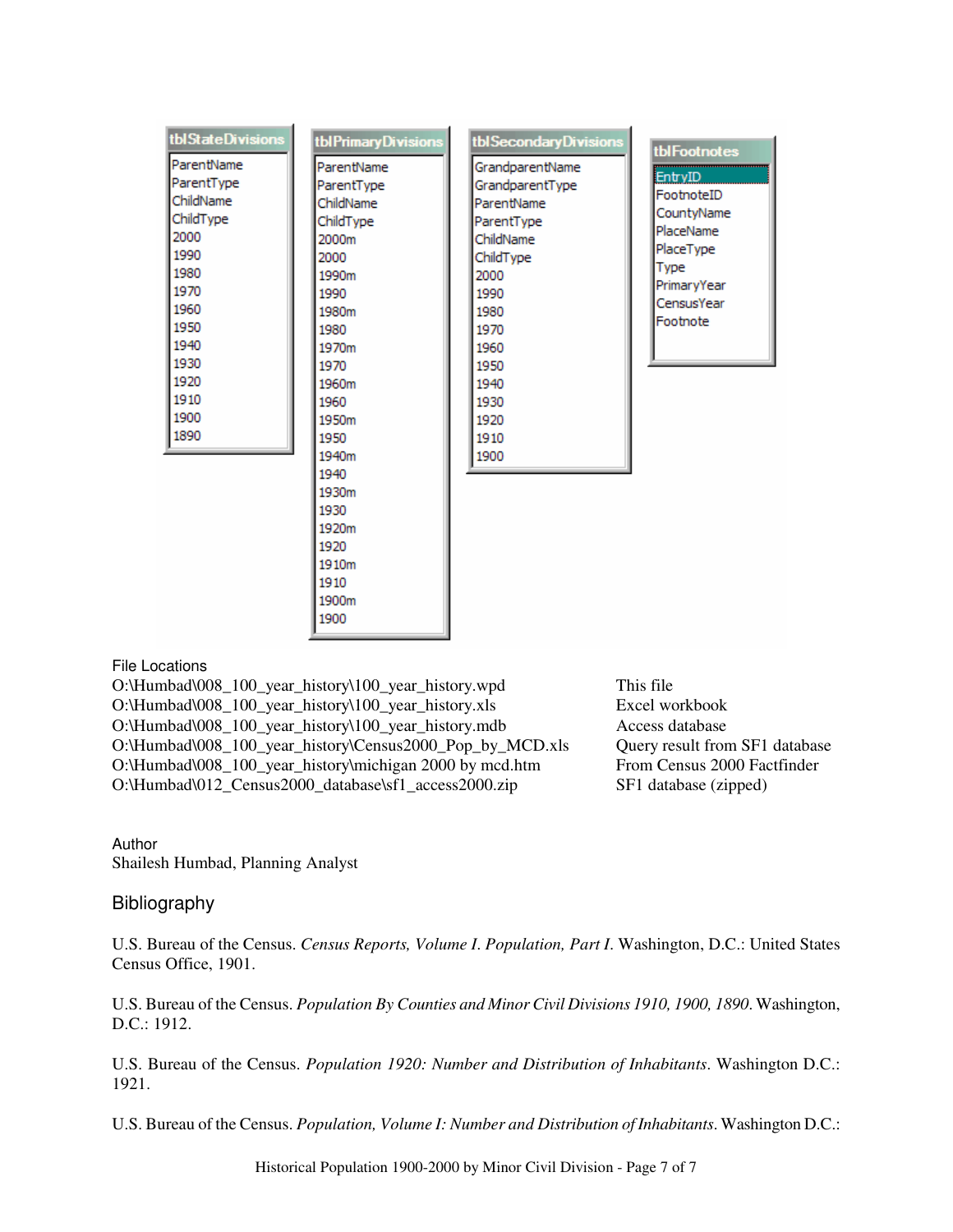| tblStateDivisions | tblPrimaryDivisions | tblSecondaryDivisions | tblFootnotes |
|---|---|---|---|
| ParentName | ParentName | GrandparentName | EntryID |
| ParentType | ParentType | GrandparentType | FootnoteID |
| ChildName | ChildName | ParentName | CountyName |
| ChildType | ChildType | ParentType | PlaceName |
| 2000 | 2000m | ChildName | PlaceType |
| 1990 | 2000 | ChildType | Type |
| 1980 | 1990m | 2000 | PrimaryYear |
| 1970 | 1990 | 1990 | CensusYear |
| 1960 | 1980m | 1980 | Footnote |
| 1950 | 1980 | 1970 | |
| 1940 | 1970m | 1960 | |
| 1930 | 1970 | 1950 | |
| 1920 | 1960m | 1940 | |
| 1910 | 1960 | 1930 | |
| 1900 | 1950m | 1920 | |
| 1890 | 1950 | 1910 | |
| | 1940m | 1900 | |
| | 1940 | | |
| | 1930m | | |
| | 1930 | | |
| | 1920m | | |
| | 1920 | | |
| | 1910m | | |
| | 1910 | | |
| | 1900m | | |
| | 1900 | | |

File Locations

| | |
|---|---|
| O:\Humbad\008_100_year_history\100_year_history.wpd | This file |
| O:\Humbad\008_100_year_history\100_year_history.xls | Excel workbook |
| O:\Humbad\008_100_year_history\100_year_history.mdb | Access database |
| O:\Humbad\008_100_year_history\Census2000_Pop_by_MCD.xls | Query result from SF1 database |
| O:\Humbad\008_100_year_history\michigan 2000 by mcd.htm | From Census 2000 Factfinder |
| O:\Humbad\012_Census2000_database\sf1_access2000.zip | SF1 database (zipped) |

Author
Shailesh Humbad, Planning Analyst

## Bibliography

U.S. Bureau of the Census. *Census Reports, Volume I. Population, Part I*. Washington, D.C.: United States Census Office, 1901.

U.S. Bureau of the Census. *Population By Counties and Minor Civil Divisions 1910, 1900, 1890*. Washington, D.C.: 1912.

U.S. Bureau of the Census. *Population 1920: Number and Distribution of Inhabitants*. Washington D.C.: 1921.

U.S. Bureau of the Census. *Population, Volume I: Number and Distribution of Inhabitants*. Washington D.C.: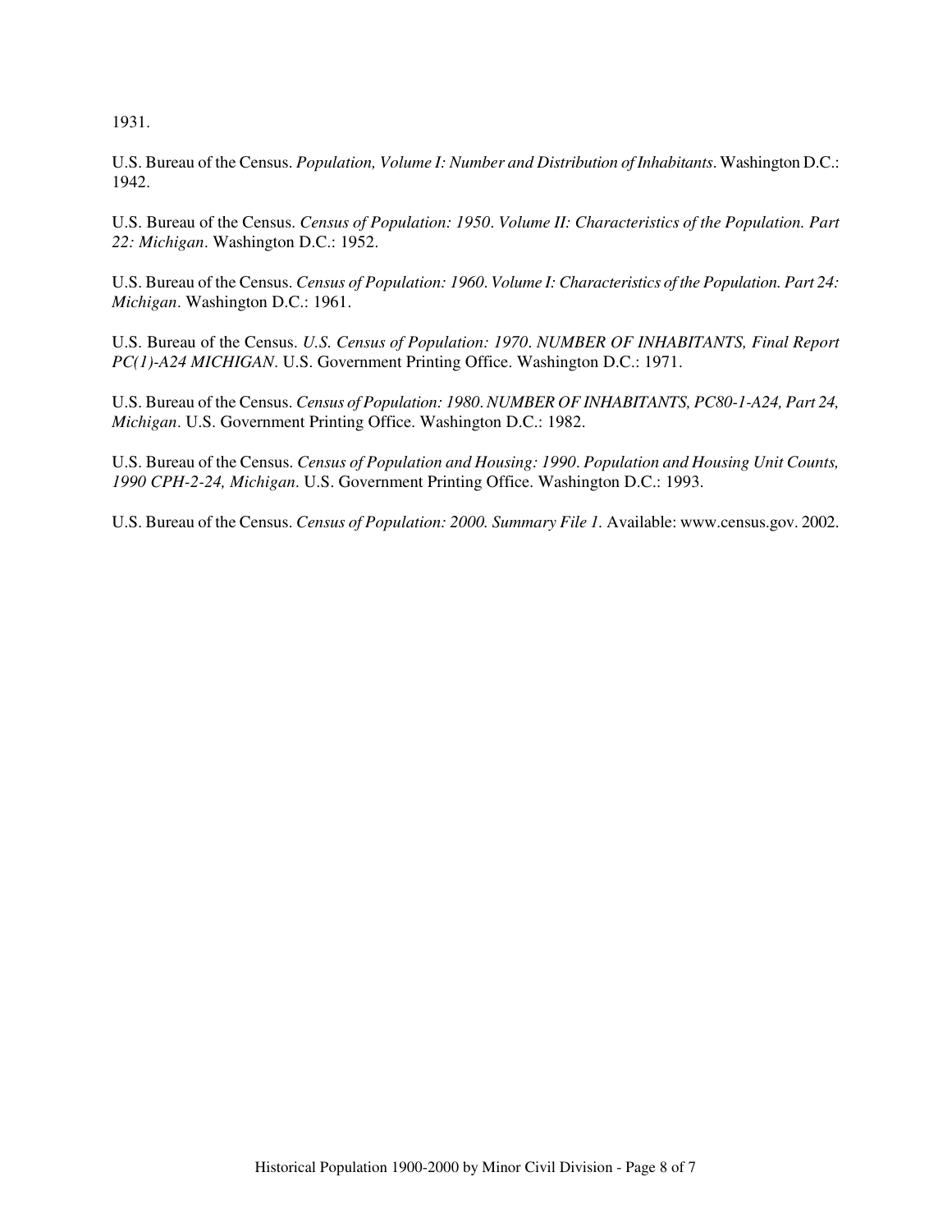1931.

U.S. Bureau of the Census. *Population, Volume I: Number and Distribution of Inhabitants*. Washington D.C.: 1942.

U.S. Bureau of the Census. *Census of Population: 1950. Volume II: Characteristics of the Population. Part 22: Michigan*. Washington D.C.: 1952.

U.S. Bureau of the Census. *Census of Population: 1960. Volume I: Characteristics of the Population. Part 24: Michigan*. Washington D.C.: 1961.

U.S. Bureau of the Census. *U.S. Census of Population: 1970. NUMBER OF INHABITANTS, Final Report PC(1)-A24 MICHIGAN*. U.S. Government Printing Office. Washington D.C.: 1971.

U.S. Bureau of the Census. *Census of Population: 1980. NUMBER OF INHABITANTS, PC80-1-A24, Part 24, Michigan*. U.S. Government Printing Office. Washington D.C.: 1982.

U.S. Bureau of the Census. *Census of Population and Housing: 1990. Population and Housing Unit Counts, 1990 CPH-2-24, Michigan*. U.S. Government Printing Office. Washington D.C.: 1993.

U.S. Bureau of the Census. *Census of Population: 2000. Summary File 1.* Available: www.census.gov. 2002.